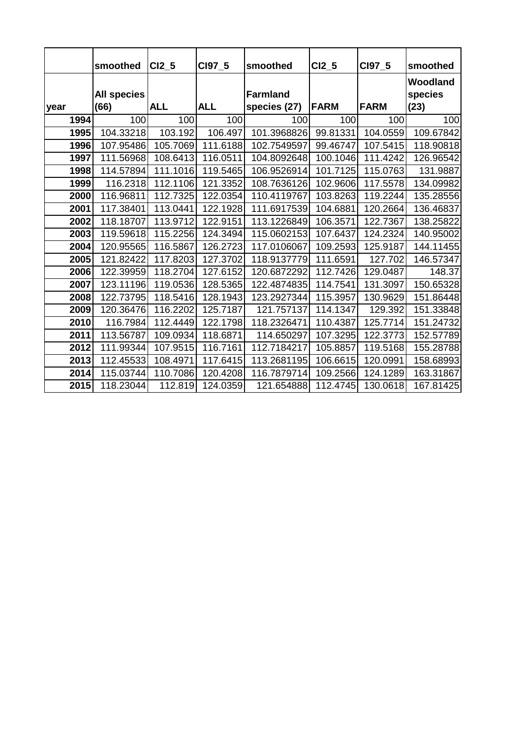| year | smoothed<br>All species (66) | CI2_5<br>ALL | CI97_5<br>ALL | smoothed<br>Farmland species (27) | CI2_5<br>FARM | CI97_5<br>FARM | smoothed<br>Woodland species (23) |
|---|---|---|---|---|---|---|---|
| 1994 | 100 | 100 | 100 | 100 | 100 | 100 | 100 |
| 1995 | 104.33218 | 103.192 | 106.497 | 101.3968826 | 99.81331 | 104.0559 | 109.67842 |
| 1996 | 107.95486 | 105.7069 | 111.6188 | 102.7549597 | 99.46747 | 107.5415 | 118.90818 |
| 1997 | 111.56968 | 108.6413 | 116.0511 | 104.8092648 | 100.1046 | 111.4242 | 126.96542 |
| 1998 | 114.57894 | 111.1016 | 119.5465 | 106.9526914 | 101.7125 | 115.0763 | 131.9887 |
| 1999 | 116.2318 | 112.1106 | 121.3352 | 108.7636126 | 102.9606 | 117.5578 | 134.09982 |
| 2000 | 116.96811 | 112.7325 | 122.0354 | 110.4119767 | 103.8263 | 119.2244 | 135.28556 |
| 2001 | 117.38401 | 113.0441 | 122.1928 | 111.6917539 | 104.6881 | 120.2664 | 136.46837 |
| 2002 | 118.18707 | 113.9712 | 122.9151 | 113.1226849 | 106.3571 | 122.7367 | 138.25822 |
| 2003 | 119.59618 | 115.2256 | 124.3494 | 115.0602153 | 107.6437 | 124.2324 | 140.95002 |
| 2004 | 120.95565 | 116.5867 | 126.2723 | 117.0106067 | 109.2593 | 125.9187 | 144.11455 |
| 2005 | 121.82422 | 117.8203 | 127.3702 | 118.9137779 | 111.6591 | 127.702 | 146.57347 |
| 2006 | 122.39959 | 118.2704 | 127.6152 | 120.6872292 | 112.7426 | 129.0487 | 148.37 |
| 2007 | 123.11196 | 119.0536 | 128.5365 | 122.4874835 | 114.7541 | 131.3097 | 150.65328 |
| 2008 | 122.73795 | 118.5416 | 128.1943 | 123.2927344 | 115.3957 | 130.9629 | 151.86448 |
| 2009 | 120.36476 | 116.2202 | 125.7187 | 121.757137 | 114.1347 | 129.392 | 151.33848 |
| 2010 | 116.7984 | 112.4449 | 122.1798 | 118.2326471 | 110.4387 | 125.7714 | 151.24732 |
| 2011 | 113.56787 | 109.0934 | 118.6871 | 114.650297 | 107.3295 | 122.3773 | 152.57789 |
| 2012 | 111.99344 | 107.9515 | 116.7161 | 112.7184217 | 105.8857 | 119.5168 | 155.28788 |
| 2013 | 112.45533 | 108.4971 | 117.6415 | 113.2681195 | 106.6615 | 120.0991 | 158.68993 |
| 2014 | 115.03744 | 110.7086 | 120.4208 | 116.7879714 | 109.2566 | 124.1289 | 163.31867 |
| 2015 | 118.23044 | 112.819 | 124.0359 | 121.654888 | 112.4745 | 130.0618 | 167.81425 |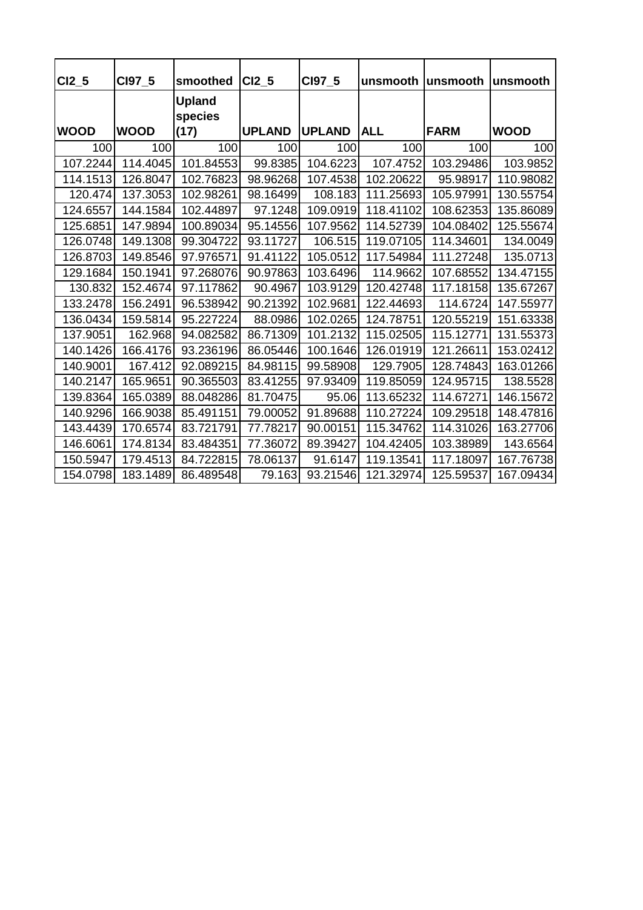| CI2_5 | CI97_5 | smoothed | CI2_5 | CI97_5 | unsmooth | unsmooth | unsmooth |
|---|---|---|---|---|---|---|---|
| WOOD | WOOD | Upland species (17) | UPLAND | UPLAND | ALL | FARM | WOOD |
| 100 | 100 | 100 | 100 | 100 | 100 | 100 | 100 |
| 107.2244 | 114.4045 | 101.84553 | 99.8385 | 104.6223 | 107.4752 | 103.29486 | 103.9852 |
| 114.1513 | 126.8047 | 102.76823 | 98.96268 | 107.4538 | 102.20622 | 95.98917 | 110.98082 |
| 120.474 | 137.3053 | 102.98261 | 98.16499 | 108.183 | 111.25693 | 105.97991 | 130.55754 |
| 124.6557 | 144.1584 | 102.44897 | 97.1248 | 109.0919 | 118.41102 | 108.62353 | 135.86089 |
| 125.6851 | 147.9894 | 100.89034 | 95.14556 | 107.9562 | 114.52739 | 104.08402 | 125.55674 |
| 126.0748 | 149.1308 | 99.304722 | 93.11727 | 106.515 | 119.07105 | 114.34601 | 134.0049 |
| 126.8703 | 149.8546 | 97.976571 | 91.41122 | 105.0512 | 117.54984 | 111.27248 | 135.0713 |
| 129.1684 | 150.1941 | 97.268076 | 90.97863 | 103.6496 | 114.9662 | 107.68552 | 134.47155 |
| 130.832 | 152.4674 | 97.117862 | 90.4967 | 103.9129 | 120.42748 | 117.18158 | 135.67267 |
| 133.2478 | 156.2491 | 96.538942 | 90.21392 | 102.9681 | 122.44693 | 114.6724 | 147.55977 |
| 136.0434 | 159.5814 | 95.227224 | 88.0986 | 102.0265 | 124.78751 | 120.55219 | 151.63338 |
| 137.9051 | 162.968 | 94.082582 | 86.71309 | 101.2132 | 115.02505 | 115.12771 | 131.55373 |
| 140.1426 | 166.4176 | 93.236196 | 86.05446 | 100.1646 | 126.01919 | 121.26611 | 153.02412 |
| 140.9001 | 167.412 | 92.089215 | 84.98115 | 99.58908 | 129.7905 | 128.74843 | 163.01266 |
| 140.2147 | 165.9651 | 90.365503 | 83.41255 | 97.93409 | 119.85059 | 124.95715 | 138.5528 |
| 139.8364 | 165.0389 | 88.048286 | 81.70475 | 95.06 | 113.65232 | 114.67271 | 146.15672 |
| 140.9296 | 166.9038 | 85.491151 | 79.00052 | 91.89688 | 110.27224 | 109.29518 | 148.47816 |
| 143.4439 | 170.6574 | 83.721791 | 77.78217 | 90.00151 | 115.34762 | 114.31026 | 163.27706 |
| 146.6061 | 174.8134 | 83.484351 | 77.36072 | 89.39427 | 104.42405 | 103.38989 | 143.6564 |
| 150.5947 | 179.4513 | 84.722815 | 78.06137 | 91.6147 | 119.13541 | 117.18097 | 167.76738 |
| 154.0798 | 183.1489 | 86.489548 | 79.163 | 93.21546 | 121.32974 | 125.59537 | 167.09434 |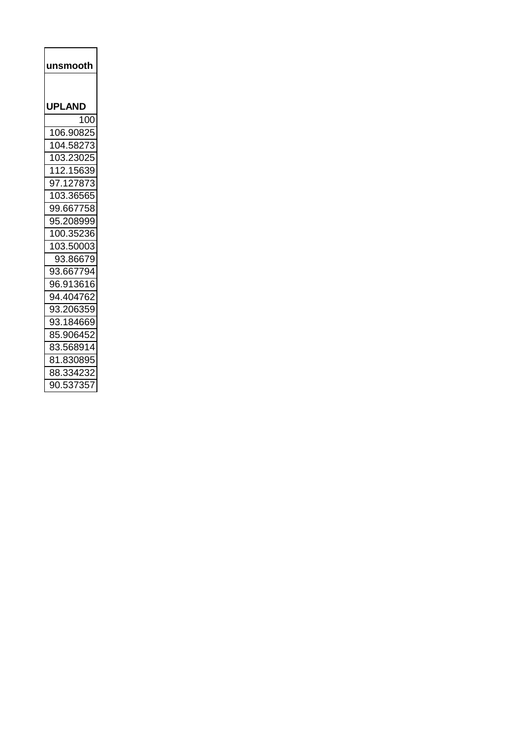| unsmooth |
| --- |
| **UPLAND** |
| 100 |
| 106.90825 |
| 104.58273 |
| 103.23025 |
| 112.15639 |
| 97.127873 |
| 103.36565 |
| 99.667758 |
| 95.208999 |
| 100.35236 |
| 103.50003 |
| 93.86679 |
| 93.667794 |
| 96.913616 |
| 94.404762 |
| 93.206359 |
| 93.184669 |
| 85.906452 |
| 83.568914 |
| 81.830895 |
| 88.334232 |
| 90.537357 |